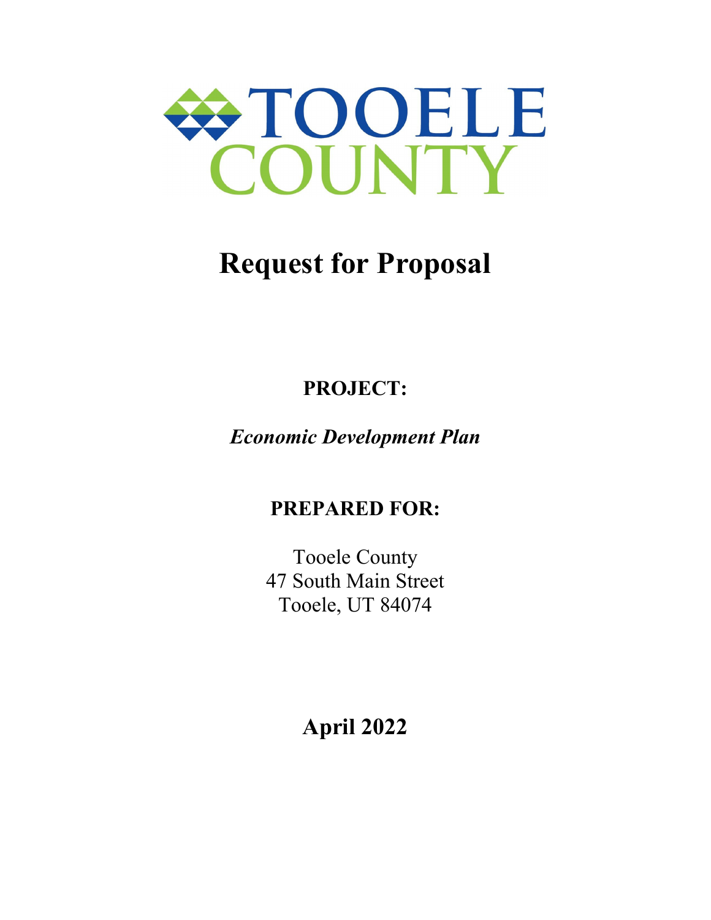TOOELE COUNTY

# Request for Proposal

**PROJECT:**

***Economic Development Plan***

**PREPARED FOR:**

Tooele County
47 South Main Street
Tooele, UT 84074

**April 2022**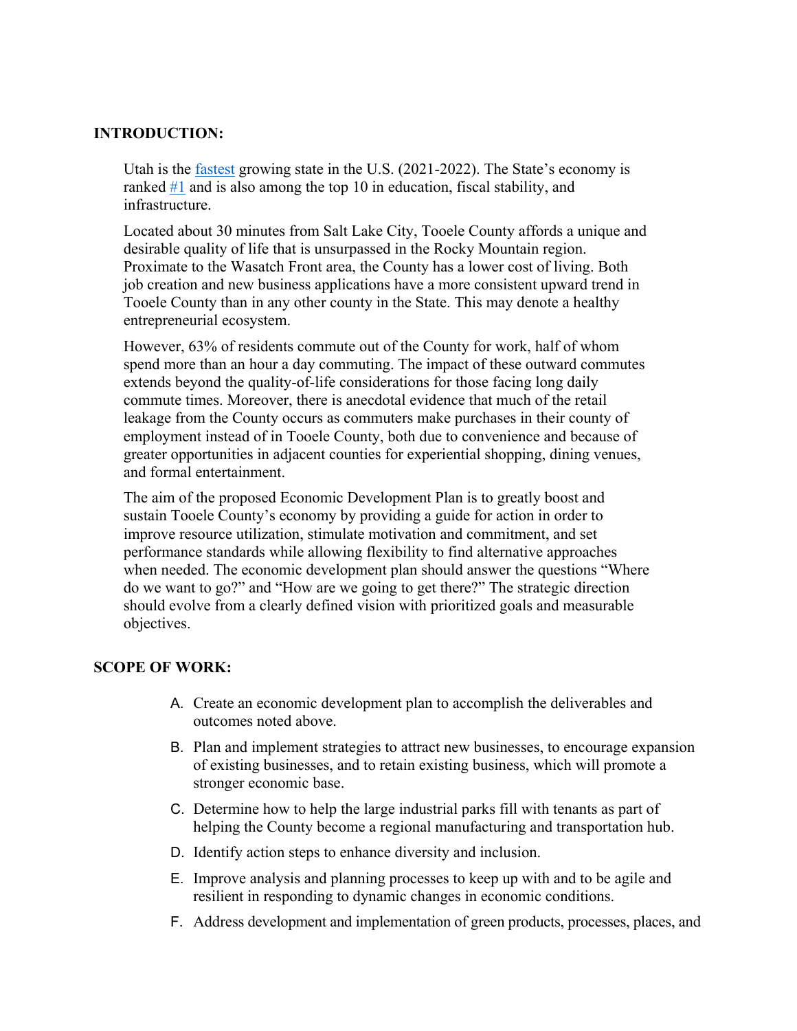## INTRODUCTION:

Utah is the fastest growing state in the U.S. (2021-2022). The State's economy is ranked #1 and is also among the top 10 in education, fiscal stability, and infrastructure.

Located about 30 minutes from Salt Lake City, Tooele County affords a unique and desirable quality of life that is unsurpassed in the Rocky Mountain region. Proximate to the Wasatch Front area, the County has a lower cost of living. Both job creation and new business applications have a more consistent upward trend in Tooele County than in any other county in the State. This may denote a healthy entrepreneurial ecosystem.

However, 63% of residents commute out of the County for work, half of whom spend more than an hour a day commuting. The impact of these outward commutes extends beyond the quality-of-life considerations for those facing long daily commute times. Moreover, there is anecdotal evidence that much of the retail leakage from the County occurs as commuters make purchases in their county of employment instead of in Tooele County, both due to convenience and because of greater opportunities in adjacent counties for experiential shopping, dining venues, and formal entertainment.

The aim of the proposed Economic Development Plan is to greatly boost and sustain Tooele County's economy by providing a guide for action in order to improve resource utilization, stimulate motivation and commitment, and set performance standards while allowing flexibility to find alternative approaches when needed. The economic development plan should answer the questions "Where do we want to go?" and "How are we going to get there?" The strategic direction should evolve from a clearly defined vision with prioritized goals and measurable objectives.

## SCOPE OF WORK:

A. Create an economic development plan to accomplish the deliverables and outcomes noted above.

B. Plan and implement strategies to attract new businesses, to encourage expansion of existing businesses, and to retain existing business, which will promote a stronger economic base.

C. Determine how to help the large industrial parks fill with tenants as part of helping the County become a regional manufacturing and transportation hub.

D. Identify action steps to enhance diversity and inclusion.

E. Improve analysis and planning processes to keep up with and to be agile and resilient in responding to dynamic changes in economic conditions.

F. Address development and implementation of green products, processes, places, and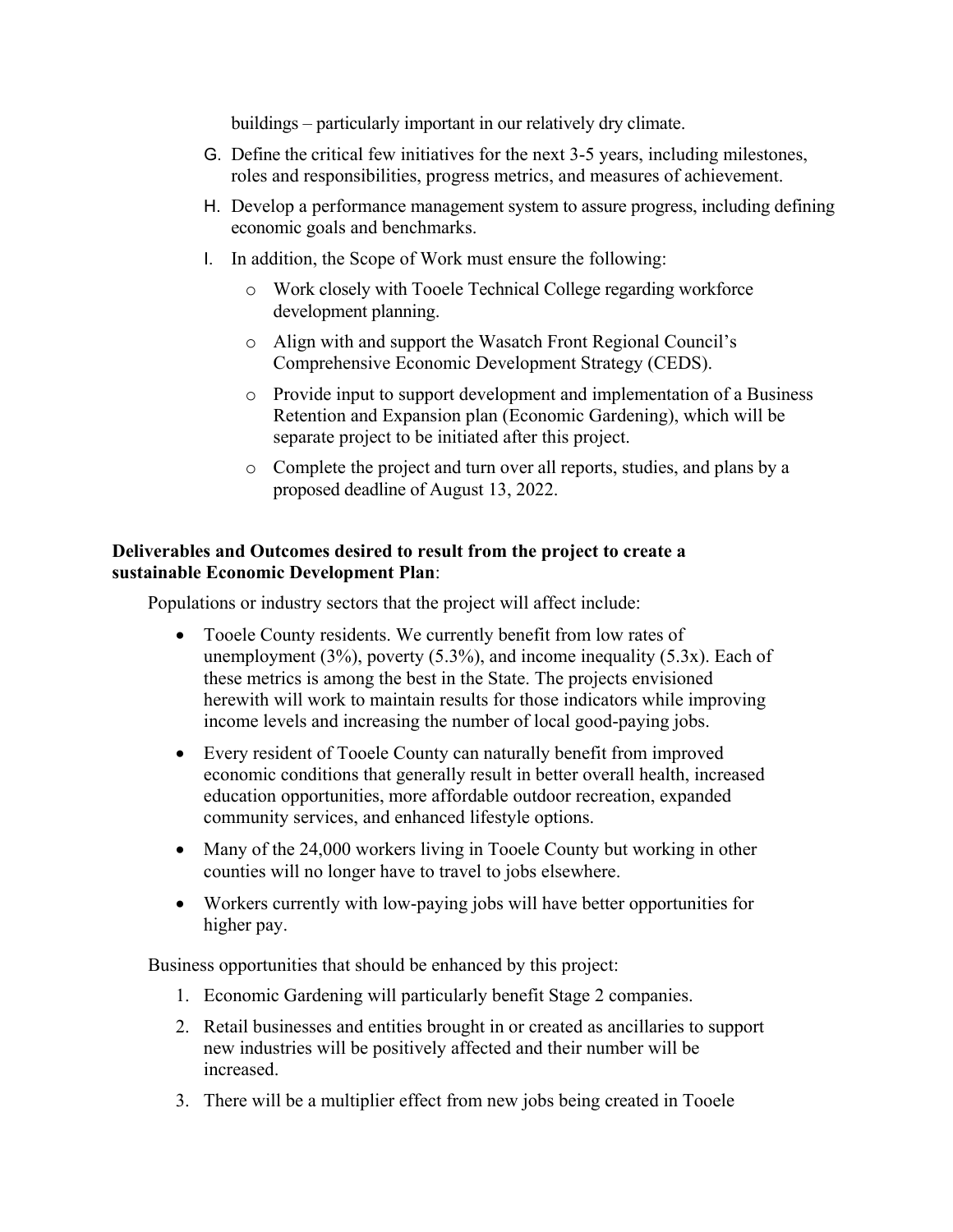buildings – particularly important in our relatively dry climate.

G. Define the critical few initiatives for the next 3-5 years, including milestones, roles and responsibilities, progress metrics, and measures of achievement.

H. Develop a performance management system to assure progress, including defining economic goals and benchmarks.

I. In addition, the Scope of Work must ensure the following:

   - Work closely with Tooele Technical College regarding workforce development planning.
   - Align with and support the Wasatch Front Regional Council's Comprehensive Economic Development Strategy (CEDS).
   - Provide input to support development and implementation of a Business Retention and Expansion plan (Economic Gardening), which will be separate project to be initiated after this project.
   - Complete the project and turn over all reports, studies, and plans by a proposed deadline of August 13, 2022.

**Deliverables and Outcomes desired to result from the project to create a sustainable Economic Development Plan**:

Populations or industry sectors that the project will affect include:

- Tooele County residents. We currently benefit from low rates of unemployment (3%), poverty (5.3%), and income inequality (5.3x). Each of these metrics is among the best in the State. The projects envisioned herewith will work to maintain results for those indicators while improving income levels and increasing the number of local good-paying jobs.
- Every resident of Tooele County can naturally benefit from improved economic conditions that generally result in better overall health, increased education opportunities, more affordable outdoor recreation, expanded community services, and enhanced lifestyle options.
- Many of the 24,000 workers living in Tooele County but working in other counties will no longer have to travel to jobs elsewhere.
- Workers currently with low-paying jobs will have better opportunities for higher pay.

Business opportunities that should be enhanced by this project:

1. Economic Gardening will particularly benefit Stage 2 companies.
2. Retail businesses and entities brought in or created as ancillaries to support new industries will be positively affected and their number will be increased.
3. There will be a multiplier effect from new jobs being created in Tooele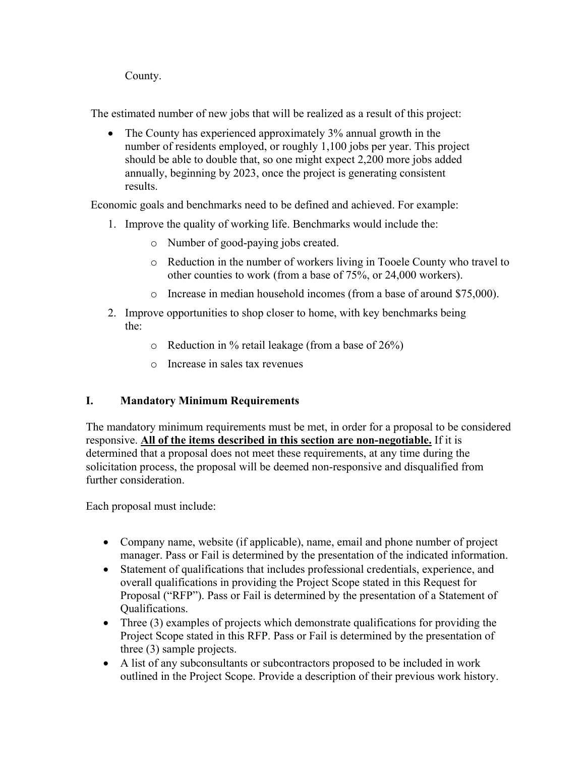County.

The estimated number of new jobs that will be realized as a result of this project:

- The County has experienced approximately 3% annual growth in the number of residents employed, or roughly 1,100 jobs per year. This project should be able to double that, so one might expect 2,200 more jobs added annually, beginning by 2023, once the project is generating consistent results.

Economic goals and benchmarks need to be defined and achieved. For example:

1. Improve the quality of working life. Benchmarks would include the:
    - Number of good-paying jobs created.
    - Reduction in the number of workers living in Tooele County who travel to other counties to work (from a base of 75%, or 24,000 workers).
    - Increase in median household incomes (from a base of around $75,000).
2. Improve opportunities to shop closer to home, with key benchmarks being the:
    - Reduction in % retail leakage (from a base of 26%)
    - Increase in sales tax revenues

## I. Mandatory Minimum Requirements

The mandatory minimum requirements must be met, in order for a proposal to be considered responsive. **All of the items described in this section are non-negotiable.** If it is determined that a proposal does not meet these requirements, at any time during the solicitation process, the proposal will be deemed non-responsive and disqualified from further consideration.

Each proposal must include:

- Company name, website (if applicable), name, email and phone number of project manager. Pass or Fail is determined by the presentation of the indicated information.
- Statement of qualifications that includes professional credentials, experience, and overall qualifications in providing the Project Scope stated in this Request for Proposal ("RFP"). Pass or Fail is determined by the presentation of a Statement of Qualifications.
- Three (3) examples of projects which demonstrate qualifications for providing the Project Scope stated in this RFP. Pass or Fail is determined by the presentation of three (3) sample projects.
- A list of any subconsultants or subcontractors proposed to be included in work outlined in the Project Scope. Provide a description of their previous work history.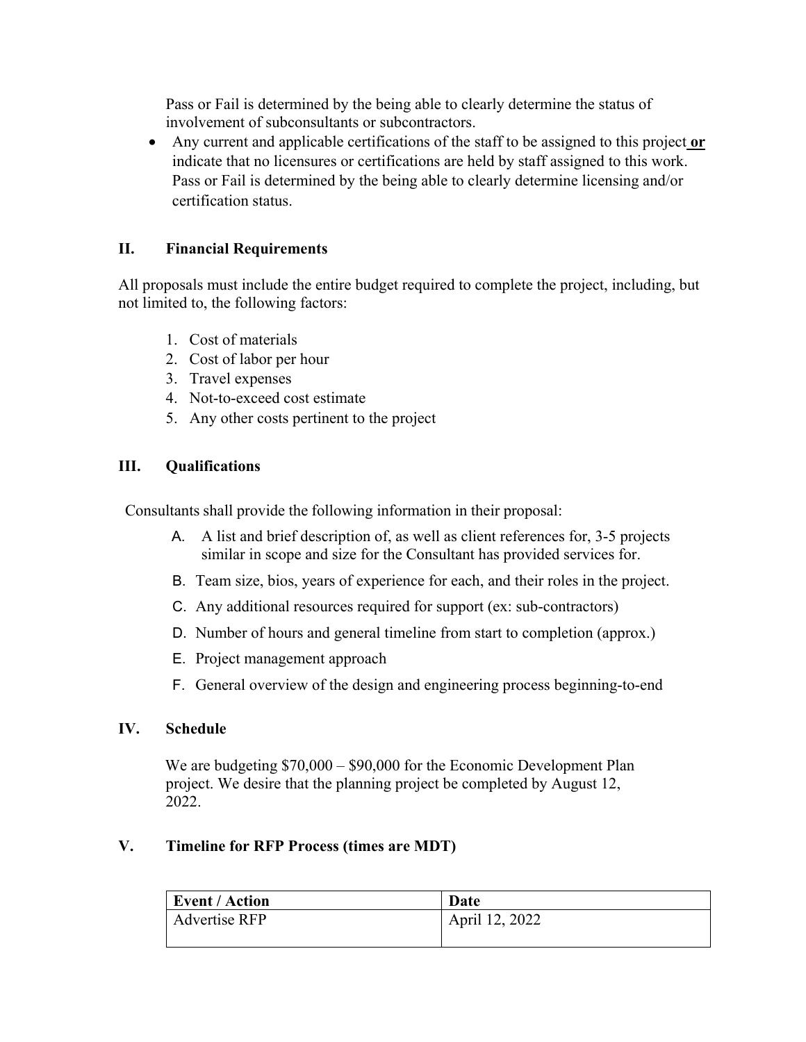Pass or Fail is determined by the being able to clearly determine the status of involvement of subconsultants or subcontractors.

- Any current and applicable certifications of the staff to be assigned to this project **or** indicate that no licensures or certifications are held by staff assigned to this work. Pass or Fail is determined by the being able to clearly determine licensing and/or certification status.

## II. Financial Requirements

All proposals must include the entire budget required to complete the project, including, but not limited to, the following factors:

1. Cost of materials
2. Cost of labor per hour
3. Travel expenses
4. Not-to-exceed cost estimate
5. Any other costs pertinent to the project

## III. Qualifications

Consultants shall provide the following information in their proposal:

A. A list and brief description of, as well as client references for, 3-5 projects similar in scope and size for the Consultant has provided services for.

B. Team size, bios, years of experience for each, and their roles in the project.

C. Any additional resources required for support (ex: sub-contractors)

D. Number of hours and general timeline from start to completion (approx.)

E. Project management approach

F. General overview of the design and engineering process beginning-to-end

## IV. Schedule

We are budgeting $70,000 – $90,000 for the Economic Development Plan project. We desire that the planning project be completed by August 12, 2022.

## V. Timeline for RFP Process (times are MDT)

| Event / Action | Date |
|---|---|
| Advertise RFP | April 12, 2022 |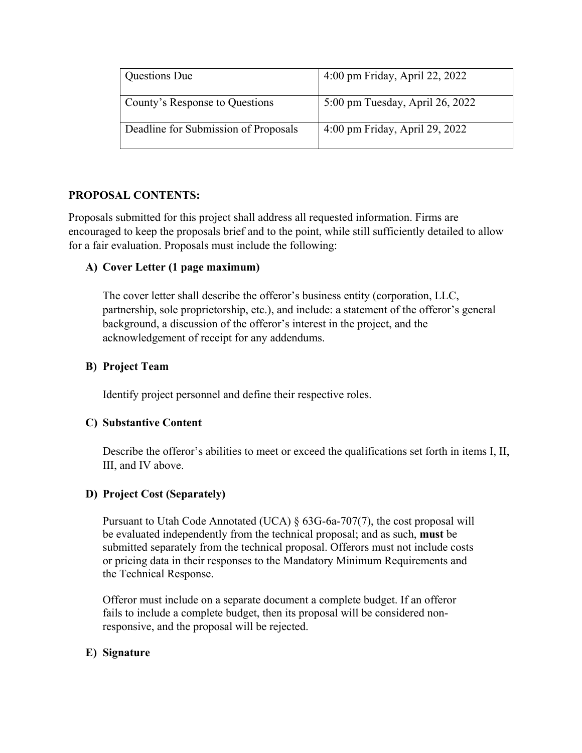| Questions Due | 4:00 pm Friday, April 22, 2022 |
|---|---|
| County's Response to Questions | 5:00 pm Tuesday, April 26, 2022 |
| Deadline for Submission of Proposals | 4:00 pm Friday, April 29, 2022 |

**PROPOSAL CONTENTS:**

Proposals submitted for this project shall address all requested information. Firms are encouraged to keep the proposals brief and to the point, while still sufficiently detailed to allow for a fair evaluation. Proposals must include the following:

**A) Cover Letter (1 page maximum)**

The cover letter shall describe the offeror's business entity (corporation, LLC, partnership, sole proprietorship, etc.), and include: a statement of the offeror's general background, a discussion of the offeror's interest in the project, and the acknowledgement of receipt for any addendums.

**B) Project Team**

Identify project personnel and define their respective roles.

**C) Substantive Content**

Describe the offeror's abilities to meet or exceed the qualifications set forth in items I, II, III, and IV above.

**D) Project Cost (Separately)**

Pursuant to Utah Code Annotated (UCA) § 63G-6a-707(7), the cost proposal will be evaluated independently from the technical proposal; and as such, **must** be submitted separately from the technical proposal. Offerors must not include costs or pricing data in their responses to the Mandatory Minimum Requirements and the Technical Response.

Offeror must include on a separate document a complete budget. If an offeror fails to include a complete budget, then its proposal will be considered non-responsive, and the proposal will be rejected.

**E) Signature**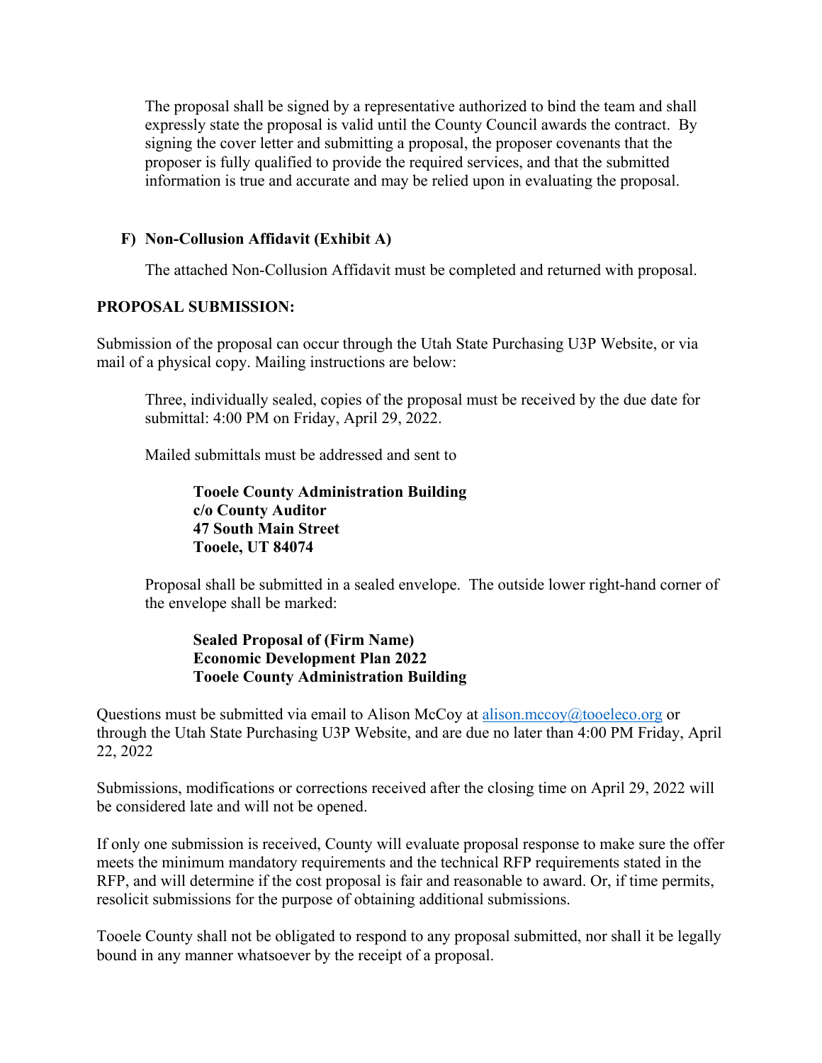The proposal shall be signed by a representative authorized to bind the team and shall expressly state the proposal is valid until the County Council awards the contract. By signing the cover letter and submitting a proposal, the proposer covenants that the proposer is fully qualified to provide the required services, and that the submitted information is true and accurate and may be relied upon in evaluating the proposal.

### F) Non-Collusion Affidavit (Exhibit A)

The attached Non-Collusion Affidavit must be completed and returned with proposal.

## PROPOSAL SUBMISSION:

Submission of the proposal can occur through the Utah State Purchasing U3P Website, or via mail of a physical copy. Mailing instructions are below:

Three, individually sealed, copies of the proposal must be received by the due date for submittal: 4:00 PM on Friday, April 29, 2022.

Mailed submittals must be addressed and sent to

**Tooele County Administration Building**
**c/o County Auditor**
**47 South Main Street**
**Tooele, UT 84074**

Proposal shall be submitted in a sealed envelope. The outside lower right-hand corner of the envelope shall be marked:

**Sealed Proposal of (Firm Name)**
**Economic Development Plan 2022**
**Tooele County Administration Building**

Questions must be submitted via email to Alison McCoy at alison.mccoy@tooeleco.org or through the Utah State Purchasing U3P Website, and are due no later than 4:00 PM Friday, April 22, 2022

Submissions, modifications or corrections received after the closing time on April 29, 2022 will be considered late and will not be opened.

If only one submission is received, County will evaluate proposal response to make sure the offer meets the minimum mandatory requirements and the technical RFP requirements stated in the RFP, and will determine if the cost proposal is fair and reasonable to award. Or, if time permits, resolicit submissions for the purpose of obtaining additional submissions.

Tooele County shall not be obligated to respond to any proposal submitted, nor shall it be legally bound in any manner whatsoever by the receipt of a proposal.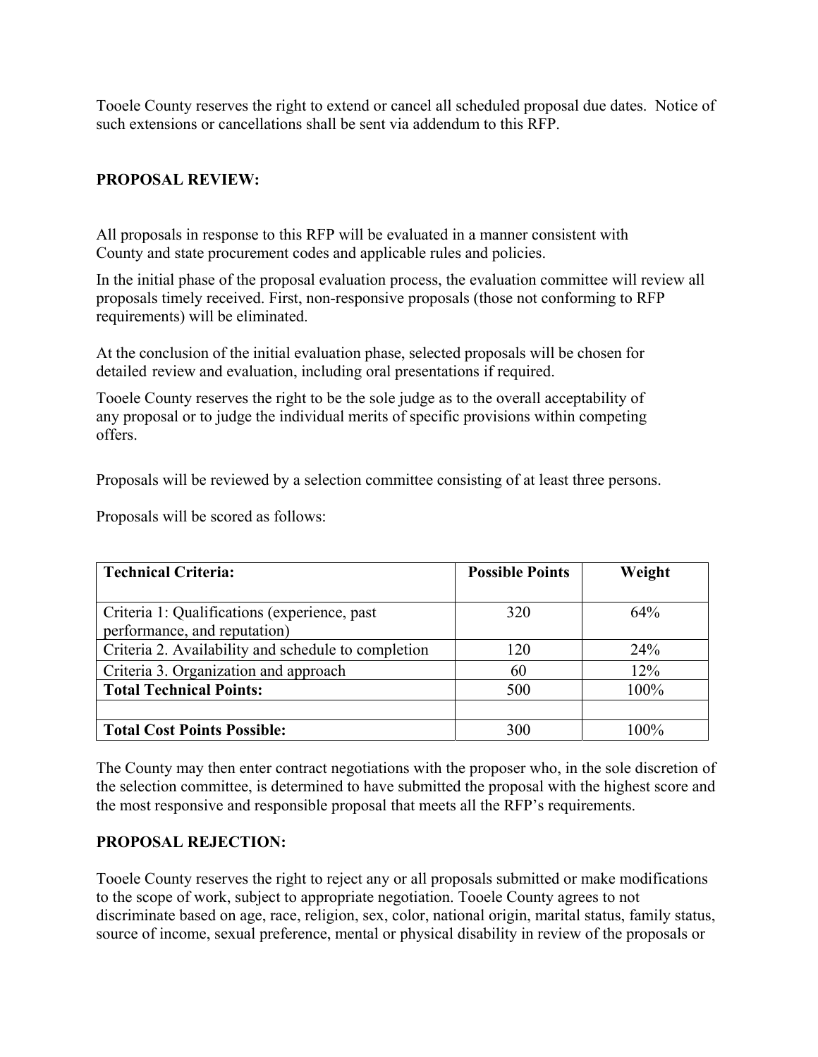Tooele County reserves the right to extend or cancel all scheduled proposal due dates. Notice of such extensions or cancellations shall be sent via addendum to this RFP.

**PROPOSAL REVIEW:**

All proposals in response to this RFP will be evaluated in a manner consistent with County and state procurement codes and applicable rules and policies.

In the initial phase of the proposal evaluation process, the evaluation committee will review all proposals timely received. First, non-responsive proposals (those not conforming to RFP requirements) will be eliminated.

At the conclusion of the initial evaluation phase, selected proposals will be chosen for detailed review and evaluation, including oral presentations if required.

Tooele County reserves the right to be the sole judge as to the overall acceptability of any proposal or to judge the individual merits of specific provisions within competing offers.

Proposals will be reviewed by a selection committee consisting of at least three persons.

Proposals will be scored as follows:

| **Technical Criteria:** | **Possible Points** | **Weight** |
|---|---|---|
| Criteria 1: Qualifications (experience, past performance, and reputation) | 320 | 64% |
| Criteria 2. Availability and schedule to completion | 120 | 24% |
| Criteria 3. Organization and approach | 60 | 12% |
| **Total Technical Points:** | 500 | 100% |
| | | |
| **Total Cost Points Possible:** | 300 | 100% |

The County may then enter contract negotiations with the proposer who, in the sole discretion of the selection committee, is determined to have submitted the proposal with the highest score and the most responsive and responsible proposal that meets all the RFP's requirements.

**PROPOSAL REJECTION:**

Tooele County reserves the right to reject any or all proposals submitted or make modifications to the scope of work, subject to appropriate negotiation. Tooele County agrees to not discriminate based on age, race, religion, sex, color, national origin, marital status, family status, source of income, sexual preference, mental or physical disability in review of the proposals or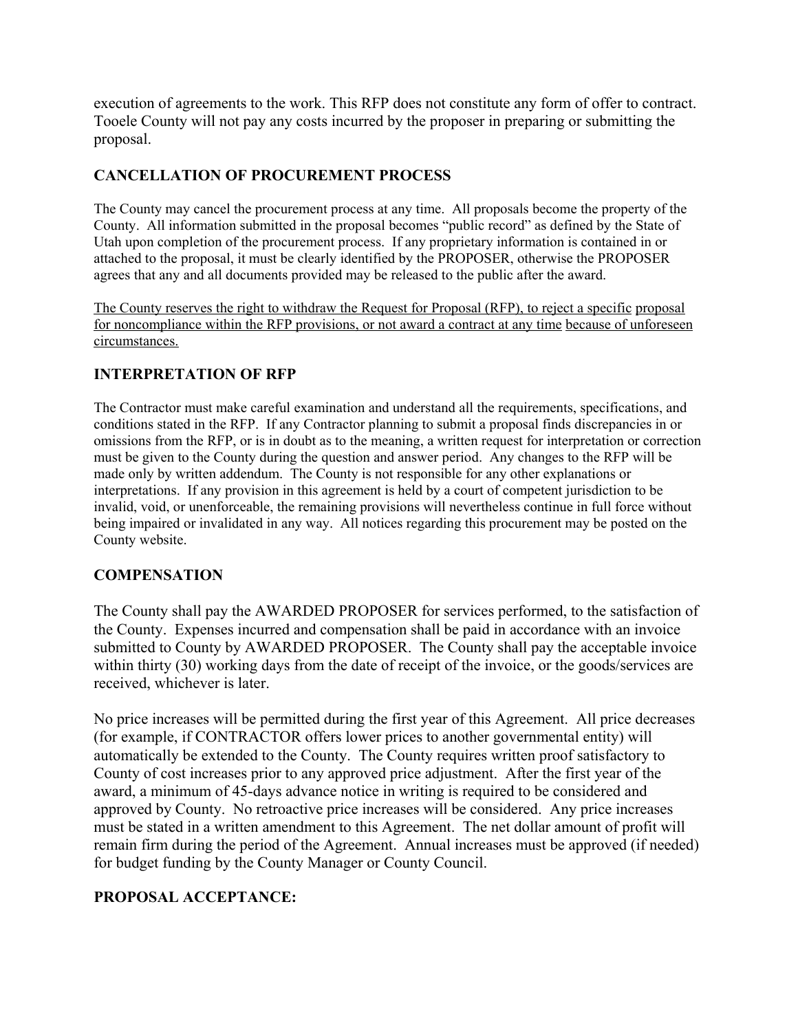execution of agreements to the work. This RFP does not constitute any form of offer to contract. Tooele County will not pay any costs incurred by the proposer in preparing or submitting the proposal.

## CANCELLATION OF PROCUREMENT PROCESS

The County may cancel the procurement process at any time. All proposals become the property of the County. All information submitted in the proposal becomes "public record" as defined by the State of Utah upon completion of the procurement process. If any proprietary information is contained in or attached to the proposal, it must be clearly identified by the PROPOSER, otherwise the PROPOSER agrees that any and all documents provided may be released to the public after the award.

<u>The County reserves the right to withdraw the Request for Proposal (RFP), to reject a specific proposal for noncompliance within the RFP provisions, or not award a contract at any time because of unforeseen circumstances.</u>

## INTERPRETATION OF RFP

The Contractor must make careful examination and understand all the requirements, specifications, and conditions stated in the RFP. If any Contractor planning to submit a proposal finds discrepancies in or omissions from the RFP, or is in doubt as to the meaning, a written request for interpretation or correction must be given to the County during the question and answer period. Any changes to the RFP will be made only by written addendum. The County is not responsible for any other explanations or interpretations. If any provision in this agreement is held by a court of competent jurisdiction to be invalid, void, or unenforceable, the remaining provisions will nevertheless continue in full force without being impaired or invalidated in any way. All notices regarding this procurement may be posted on the County website.

## COMPENSATION

The County shall pay the AWARDED PROPOSER for services performed, to the satisfaction of the County. Expenses incurred and compensation shall be paid in accordance with an invoice submitted to County by AWARDED PROPOSER. The County shall pay the acceptable invoice within thirty (30) working days from the date of receipt of the invoice, or the goods/services are received, whichever is later.

No price increases will be permitted during the first year of this Agreement. All price decreases (for example, if CONTRACTOR offers lower prices to another governmental entity) will automatically be extended to the County. The County requires written proof satisfactory to County of cost increases prior to any approved price adjustment. After the first year of the award, a minimum of 45-days advance notice in writing is required to be considered and approved by County. No retroactive price increases will be considered. Any price increases must be stated in a written amendment to this Agreement. The net dollar amount of profit will remain firm during the period of the Agreement. Annual increases must be approved (if needed) for budget funding by the County Manager or County Council.

## PROPOSAL ACCEPTANCE: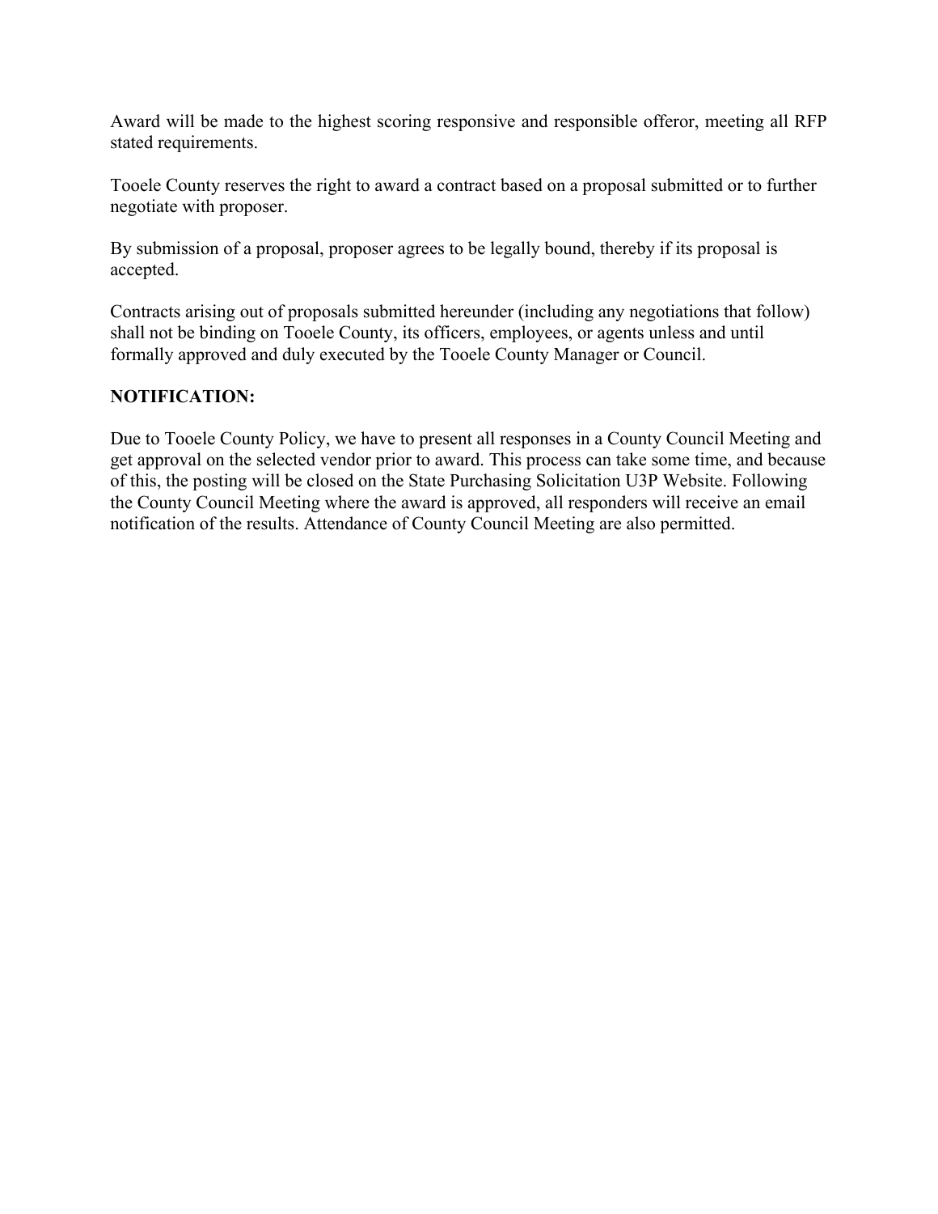Award will be made to the highest scoring responsive and responsible offeror, meeting all RFP stated requirements.

Tooele County reserves the right to award a contract based on a proposal submitted or to further negotiate with proposer.

By submission of a proposal, proposer agrees to be legally bound, thereby if its proposal is accepted.

Contracts arising out of proposals submitted hereunder (including any negotiations that follow) shall not be binding on Tooele County, its officers, employees, or agents unless and until formally approved and duly executed by the Tooele County Manager or Council.

**NOTIFICATION:**

Due to Tooele County Policy, we have to present all responses in a County Council Meeting and get approval on the selected vendor prior to award. This process can take some time, and because of this, the posting will be closed on the State Purchasing Solicitation U3P Website. Following the County Council Meeting where the award is approved, all responders will receive an email notification of the results. Attendance of County Council Meeting are also permitted.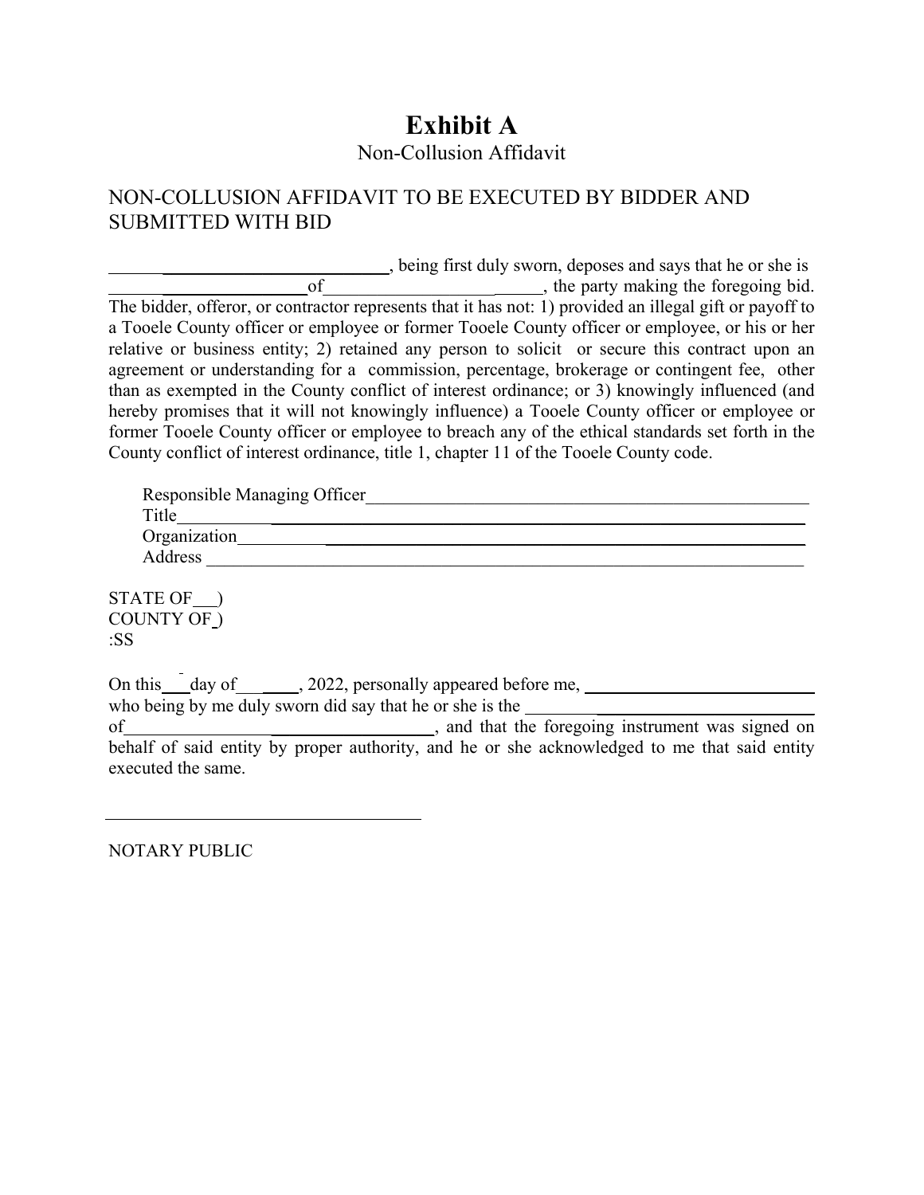# Exhibit A

Non-Collusion Affidavit

## NON-COLLUSION AFFIDAVIT TO BE EXECUTED BY BIDDER AND SUBMITTED WITH BID

________________________________, being first duly sworn, deposes and says that he or she is ______________________of_________________________, the party making the foregoing bid. The bidder, offeror, or contractor represents that it has not: 1) provided an illegal gift or payoff to a Tooele County officer or employee or former Tooele County officer or employee, or his or her relative or business entity; 2) retained any person to solicit or secure this contract upon an agreement or understanding for a commission, percentage, brokerage or contingent fee, other than as exempted in the County conflict of interest ordinance; or 3) knowingly influenced (and hereby promises that it will not knowingly influence) a Tooele County officer or employee or former Tooele County officer or employee to breach any of the ethical standards set forth in the County conflict of interest ordinance, title 1, chapter 11 of the Tooele County code.

Responsible Managing Officer_____________________________________________________
Title______________________________________________________________________
Organization________________________________________________________________
Address ____________________________________________________________________

STATE OF___)
COUNTY OF )
:SS

On this___day of_______, 2022, personally appeared before me, __________________________ who being by me duly sworn did say that he or she is the __________________________________ of__________________________________, and that the foregoing instrument was signed on behalf of said entity by proper authority, and he or she acknowledged to me that said entity executed the same.

____________________________________

NOTARY PUBLIC